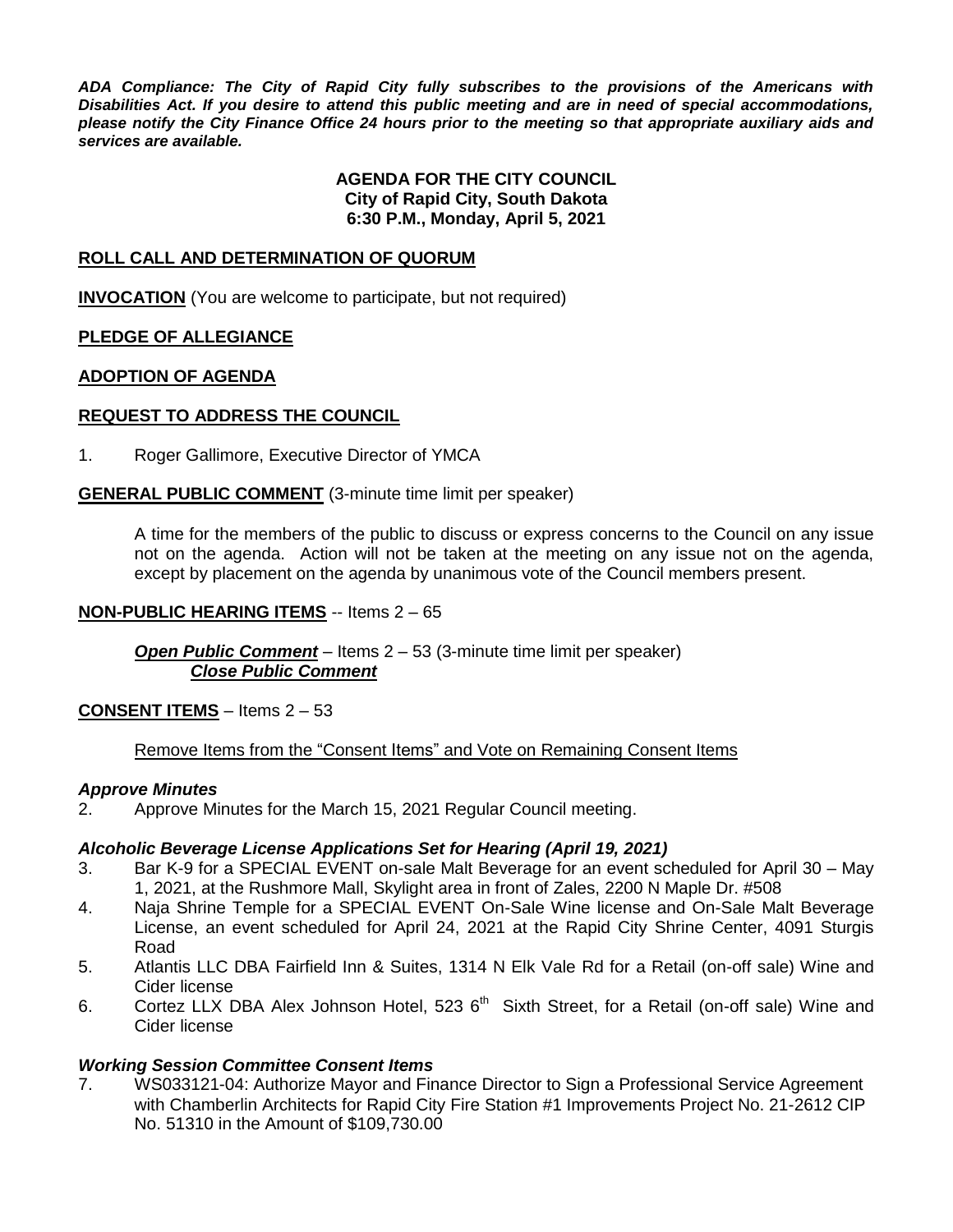***ADA Compliance: The City of Rapid City fully subscribes to the provisions of the Americans with Disabilities Act. If you desire to attend this public meeting and are in need of special accommodations, please notify the City Finance Office 24 hours prior to the meeting so that appropriate auxiliary aids and services are available.***

**AGENDA FOR THE CITY COUNCIL**
**City of Rapid City, South Dakota**
**6:30 P.M., Monday, April 5, 2021**

**ROLL CALL AND DETERMINATION OF QUORUM**

**INVOCATION** (You are welcome to participate, but not required)

**PLEDGE OF ALLEGIANCE**

**ADOPTION OF AGENDA**

**REQUEST TO ADDRESS THE COUNCIL**

1. Roger Gallimore, Executive Director of YMCA

**GENERAL PUBLIC COMMENT** (3-minute time limit per speaker)

A time for the members of the public to discuss or express concerns to the Council on any issue not on the agenda. Action will not be taken at the meeting on any issue not on the agenda, except by placement on the agenda by unanimous vote of the Council members present.

**NON-PUBLIC HEARING ITEMS** -- Items 2 – 65

***Open Public Comment*** – Items 2 – 53 (3-minute time limit per speaker)
***Close Public Comment***

**CONSENT ITEMS** – Items 2 – 53

Remove Items from the "Consent Items" and Vote on Remaining Consent Items

***Approve Minutes***

2. Approve Minutes for the March 15, 2021 Regular Council meeting.

***Alcoholic Beverage License Applications Set for Hearing (April 19, 2021)***

3. Bar K-9 for a SPECIAL EVENT on-sale Malt Beverage for an event scheduled for April 30 – May 1, 2021, at the Rushmore Mall, Skylight area in front of Zales, 2200 N Maple Dr. #508
4. Naja Shrine Temple for a SPECIAL EVENT On-Sale Wine license and On-Sale Malt Beverage License, an event scheduled for April 24, 2021 at the Rapid City Shrine Center, 4091 Sturgis Road
5. Atlantis LLC DBA Fairfield Inn & Suites, 1314 N Elk Vale Rd for a Retail (on-off sale) Wine and Cider license
6. Cortez LLX DBA Alex Johnson Hotel, 523 6th Sixth Street, for a Retail (on-off sale) Wine and Cider license

***Working Session Committee Consent Items***

7. WS033121-04: Authorize Mayor and Finance Director to Sign a Professional Service Agreement with Chamberlin Architects for Rapid City Fire Station #1 Improvements Project No. 21-2612 CIP No. 51310 in the Amount of $109,730.00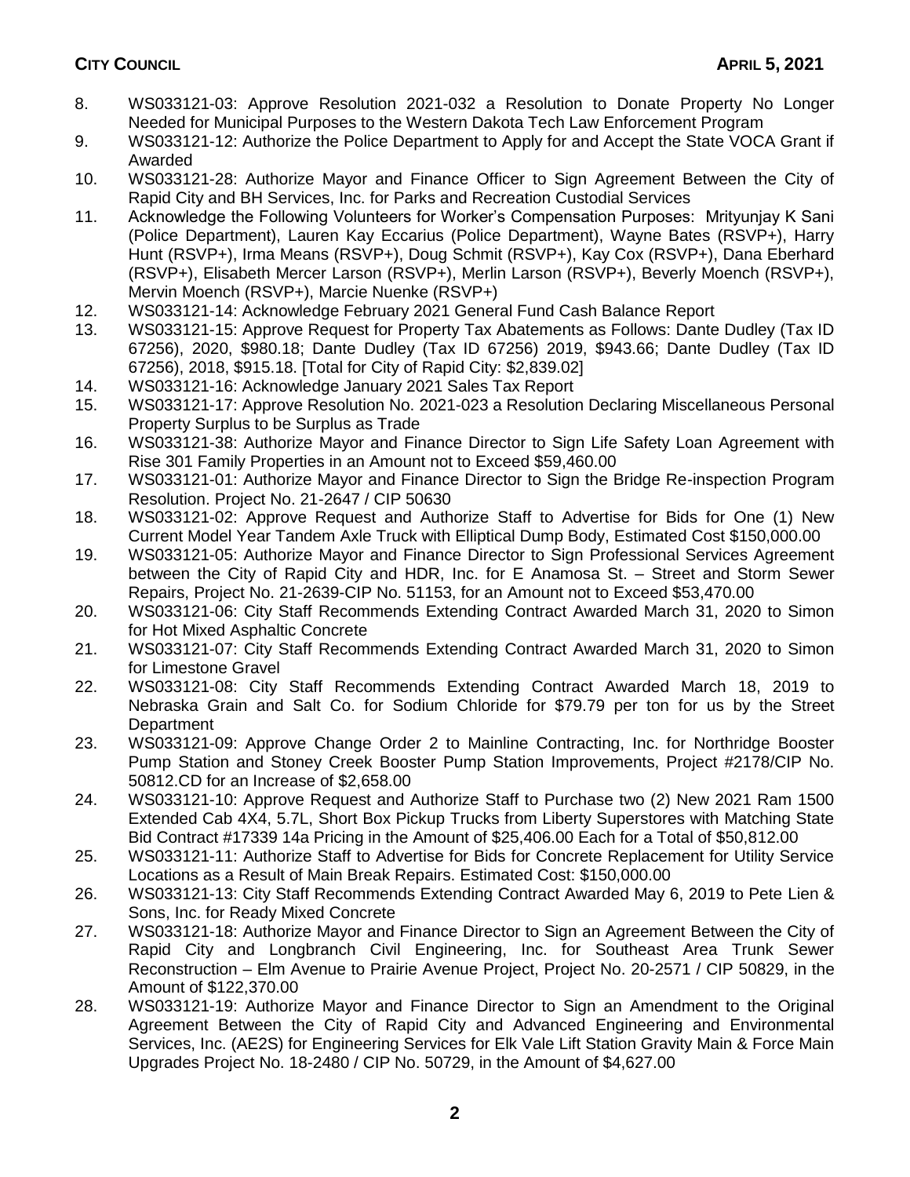8. WS033121-03: Approve Resolution 2021-032 a Resolution to Donate Property No Longer Needed for Municipal Purposes to the Western Dakota Tech Law Enforcement Program
9. WS033121-12: Authorize the Police Department to Apply for and Accept the State VOCA Grant if Awarded
10. WS033121-28: Authorize Mayor and Finance Officer to Sign Agreement Between the City of Rapid City and BH Services, Inc. for Parks and Recreation Custodial Services
11. Acknowledge the Following Volunteers for Worker's Compensation Purposes: Mrityunjay K Sani (Police Department), Lauren Kay Eccarius (Police Department), Wayne Bates (RSVP+), Harry Hunt (RSVP+), Irma Means (RSVP+), Doug Schmit (RSVP+), Kay Cox (RSVP+), Dana Eberhard (RSVP+), Elisabeth Mercer Larson (RSVP+), Merlin Larson (RSVP+), Beverly Moench (RSVP+), Mervin Moench (RSVP+), Marcie Nuenke (RSVP+)
12. WS033121-14: Acknowledge February 2021 General Fund Cash Balance Report
13. WS033121-15: Approve Request for Property Tax Abatements as Follows: Dante Dudley (Tax ID 67256), 2020, $980.18; Dante Dudley (Tax ID 67256) 2019, $943.66; Dante Dudley (Tax ID 67256), 2018, $915.18. [Total for City of Rapid City: $2,839.02]
14. WS033121-16: Acknowledge January 2021 Sales Tax Report
15. WS033121-17: Approve Resolution No. 2021-023 a Resolution Declaring Miscellaneous Personal Property Surplus to be Surplus as Trade
16. WS033121-38: Authorize Mayor and Finance Director to Sign Life Safety Loan Agreement with Rise 301 Family Properties in an Amount not to Exceed $59,460.00
17. WS033121-01: Authorize Mayor and Finance Director to Sign the Bridge Re-inspection Program Resolution. Project No. 21-2647 / CIP 50630
18. WS033121-02: Approve Request and Authorize Staff to Advertise for Bids for One (1) New Current Model Year Tandem Axle Truck with Elliptical Dump Body, Estimated Cost $150,000.00
19. WS033121-05: Authorize Mayor and Finance Director to Sign Professional Services Agreement between the City of Rapid City and HDR, Inc. for E Anamosa St. – Street and Storm Sewer Repairs, Project No. 21-2639-CIP No. 51153, for an Amount not to Exceed $53,470.00
20. WS033121-06: City Staff Recommends Extending Contract Awarded March 31, 2020 to Simon for Hot Mixed Asphaltic Concrete
21. WS033121-07: City Staff Recommends Extending Contract Awarded March 31, 2020 to Simon for Limestone Gravel
22. WS033121-08: City Staff Recommends Extending Contract Awarded March 18, 2019 to Nebraska Grain and Salt Co. for Sodium Chloride for $79.79 per ton for us by the Street Department
23. WS033121-09: Approve Change Order 2 to Mainline Contracting, Inc. for Northridge Booster Pump Station and Stoney Creek Booster Pump Station Improvements, Project #2178/CIP No. 50812.CD for an Increase of $2,658.00
24. WS033121-10: Approve Request and Authorize Staff to Purchase two (2) New 2021 Ram 1500 Extended Cab 4X4, 5.7L, Short Box Pickup Trucks from Liberty Superstores with Matching State Bid Contract #17339 14a Pricing in the Amount of $25,406.00 Each for a Total of $50,812.00
25. WS033121-11: Authorize Staff to Advertise for Bids for Concrete Replacement for Utility Service Locations as a Result of Main Break Repairs. Estimated Cost: $150,000.00
26. WS033121-13: City Staff Recommends Extending Contract Awarded May 6, 2019 to Pete Lien & Sons, Inc. for Ready Mixed Concrete
27. WS033121-18: Authorize Mayor and Finance Director to Sign an Agreement Between the City of Rapid City and Longbranch Civil Engineering, Inc. for Southeast Area Trunk Sewer Reconstruction – Elm Avenue to Prairie Avenue Project, Project No. 20-2571 / CIP 50829, in the Amount of $122,370.00
28. WS033121-19: Authorize Mayor and Finance Director to Sign an Amendment to the Original Agreement Between the City of Rapid City and Advanced Engineering and Environmental Services, Inc. (AE2S) for Engineering Services for Elk Vale Lift Station Gravity Main & Force Main Upgrades Project No. 18-2480 / CIP No. 50729, in the Amount of $4,627.00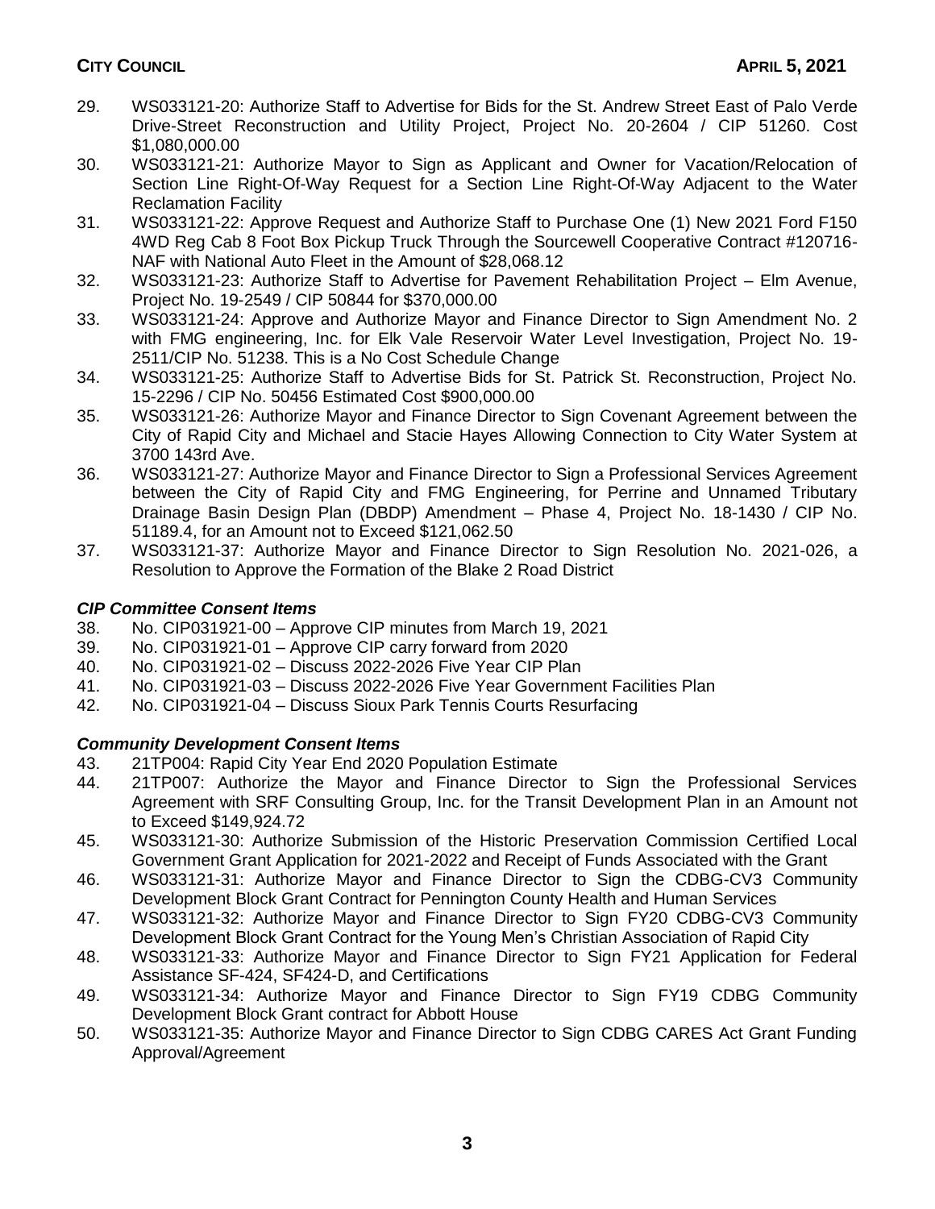29. WS033121-20: Authorize Staff to Advertise for Bids for the St. Andrew Street East of Palo Verde Drive-Street Reconstruction and Utility Project, Project No. 20-2604 / CIP 51260. Cost $1,080,000.00
30. WS033121-21: Authorize Mayor to Sign as Applicant and Owner for Vacation/Relocation of Section Line Right-Of-Way Request for a Section Line Right-Of-Way Adjacent to the Water Reclamation Facility
31. WS033121-22: Approve Request and Authorize Staff to Purchase One (1) New 2021 Ford F150 4WD Reg Cab 8 Foot Box Pickup Truck Through the Sourcewell Cooperative Contract #120716-NAF with National Auto Fleet in the Amount of $28,068.12
32. WS033121-23: Authorize Staff to Advertise for Pavement Rehabilitation Project – Elm Avenue, Project No. 19-2549 / CIP 50844 for $370,000.00
33. WS033121-24: Approve and Authorize Mayor and Finance Director to Sign Amendment No. 2 with FMG engineering, Inc. for Elk Vale Reservoir Water Level Investigation, Project No. 19-2511/CIP No. 51238. This is a No Cost Schedule Change
34. WS033121-25: Authorize Staff to Advertise Bids for St. Patrick St. Reconstruction, Project No. 15-2296 / CIP No. 50456 Estimated Cost $900,000.00
35. WS033121-26: Authorize Mayor and Finance Director to Sign Covenant Agreement between the City of Rapid City and Michael and Stacie Hayes Allowing Connection to City Water System at 3700 143rd Ave.
36. WS033121-27: Authorize Mayor and Finance Director to Sign a Professional Services Agreement between the City of Rapid City and FMG Engineering, for Perrine and Unnamed Tributary Drainage Basin Design Plan (DBDP) Amendment – Phase 4, Project No. 18-1430 / CIP No. 51189.4, for an Amount not to Exceed $121,062.50
37. WS033121-37: Authorize Mayor and Finance Director to Sign Resolution No. 2021-026, a Resolution to Approve the Formation of the Blake 2 Road District

### *CIP Committee Consent Items*

38. No. CIP031921-00 – Approve CIP minutes from March 19, 2021
39. No. CIP031921-01 – Approve CIP carry forward from 2020
40. No. CIP031921-02 – Discuss 2022-2026 Five Year CIP Plan
41. No. CIP031921-03 – Discuss 2022-2026 Five Year Government Facilities Plan
42. No. CIP031921-04 – Discuss Sioux Park Tennis Courts Resurfacing

### *Community Development Consent Items*

43. 21TP004: Rapid City Year End 2020 Population Estimate
44. 21TP007: Authorize the Mayor and Finance Director to Sign the Professional Services Agreement with SRF Consulting Group, Inc. for the Transit Development Plan in an Amount not to Exceed $149,924.72
45. WS033121-30: Authorize Submission of the Historic Preservation Commission Certified Local Government Grant Application for 2021-2022 and Receipt of Funds Associated with the Grant
46. WS033121-31: Authorize Mayor and Finance Director to Sign the CDBG-CV3 Community Development Block Grant Contract for Pennington County Health and Human Services
47. WS033121-32: Authorize Mayor and Finance Director to Sign FY20 CDBG-CV3 Community Development Block Grant Contract for the Young Men's Christian Association of Rapid City
48. WS033121-33: Authorize Mayor and Finance Director to Sign FY21 Application for Federal Assistance SF-424, SF424-D, and Certifications
49. WS033121-34: Authorize Mayor and Finance Director to Sign FY19 CDBG Community Development Block Grant contract for Abbott House
50. WS033121-35: Authorize Mayor and Finance Director to Sign CDBG CARES Act Grant Funding Approval/Agreement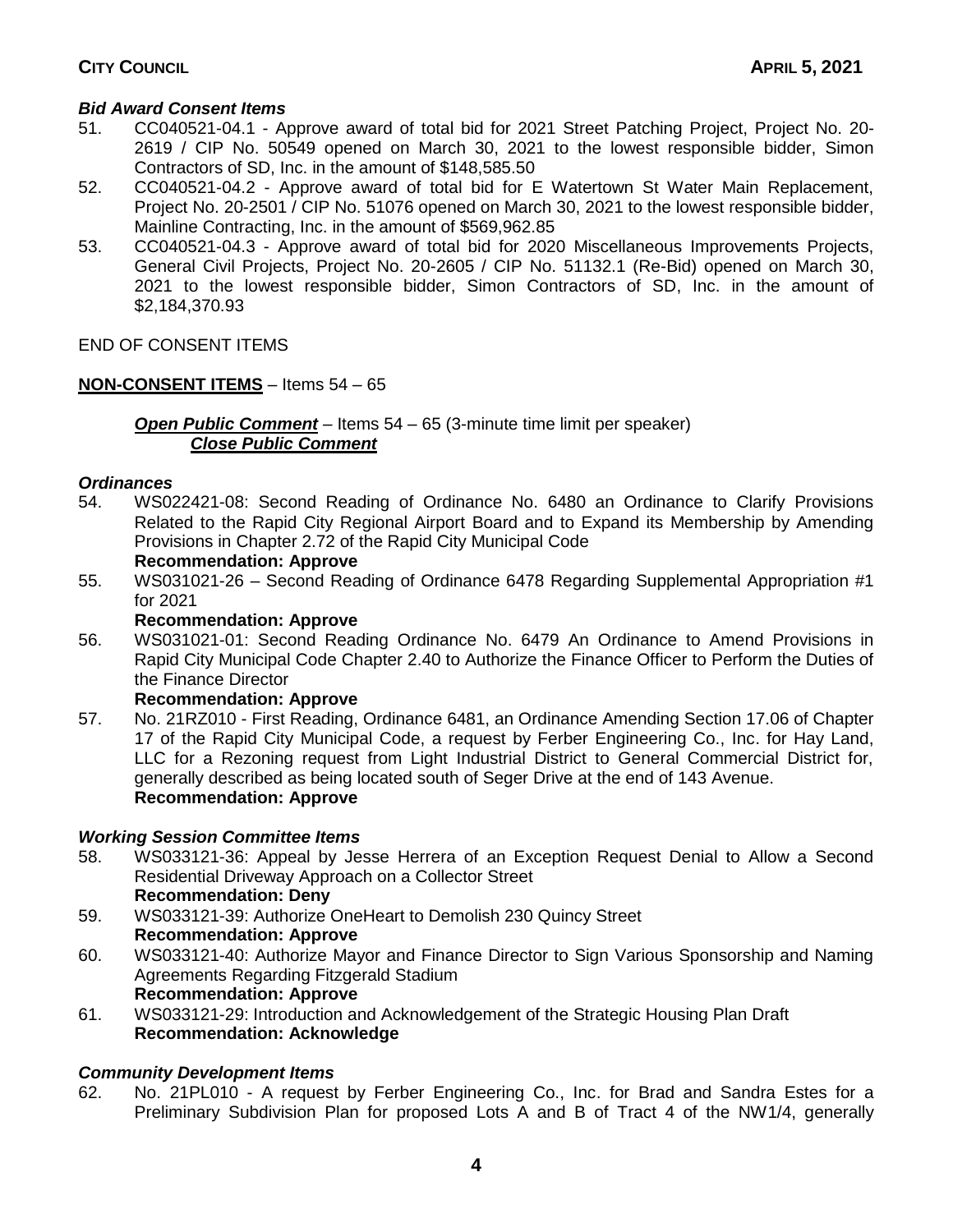### *Bid Award Consent Items*

51. CC040521-04.1 - Approve award of total bid for 2021 Street Patching Project, Project No. 20-2619 / CIP No. 50549 opened on March 30, 2021 to the lowest responsible bidder, Simon Contractors of SD, Inc. in the amount of $148,585.50
52. CC040521-04.2 - Approve award of total bid for E Watertown St Water Main Replacement, Project No. 20-2501 / CIP No. 51076 opened on March 30, 2021 to the lowest responsible bidder, Mainline Contracting, Inc. in the amount of $569,962.85
53. CC040521-04.3 - Approve award of total bid for 2020 Miscellaneous Improvements Projects, General Civil Projects, Project No. 20-2605 / CIP No. 51132.1 (Re-Bid) opened on March 30, 2021 to the lowest responsible bidder, Simon Contractors of SD, Inc. in the amount of $2,184,370.93

END OF CONSENT ITEMS

**NON-CONSENT ITEMS** – Items 54 – 65

***Open Public Comment*** – Items 54 – 65 (3-minute time limit per speaker)
***Close Public Comment***

### *Ordinances*

54. WS022421-08: Second Reading of Ordinance No. 6480 an Ordinance to Clarify Provisions Related to the Rapid City Regional Airport Board and to Expand its Membership by Amending Provisions in Chapter 2.72 of the Rapid City Municipal Code
    **Recommendation: Approve**
55. WS031021-26 – Second Reading of Ordinance 6478 Regarding Supplemental Appropriation #1 for 2021
    **Recommendation: Approve**
56. WS031021-01: Second Reading Ordinance No. 6479 An Ordinance to Amend Provisions in Rapid City Municipal Code Chapter 2.40 to Authorize the Finance Officer to Perform the Duties of the Finance Director
    **Recommendation: Approve**
57. No. 21RZ010 - First Reading, Ordinance 6481, an Ordinance Amending Section 17.06 of Chapter 17 of the Rapid City Municipal Code, a request by Ferber Engineering Co., Inc. for Hay Land, LLC for a Rezoning request from Light Industrial District to General Commercial District for, generally described as being located south of Seger Drive at the end of 143 Avenue.
    **Recommendation: Approve**

### *Working Session Committee Items*

58. WS033121-36: Appeal by Jesse Herrera of an Exception Request Denial to Allow a Second Residential Driveway Approach on a Collector Street
    **Recommendation: Deny**
59. WS033121-39: Authorize OneHeart to Demolish 230 Quincy Street
    **Recommendation: Approve**
60. WS033121-40: Authorize Mayor and Finance Director to Sign Various Sponsorship and Naming Agreements Regarding Fitzgerald Stadium
    **Recommendation: Approve**
61. WS033121-29: Introduction and Acknowledgement of the Strategic Housing Plan Draft
    **Recommendation: Acknowledge**

### *Community Development Items*

62. No. 21PL010 - A request by Ferber Engineering Co., Inc. for Brad and Sandra Estes for a Preliminary Subdivision Plan for proposed Lots A and B of Tract 4 of the NW1/4, generally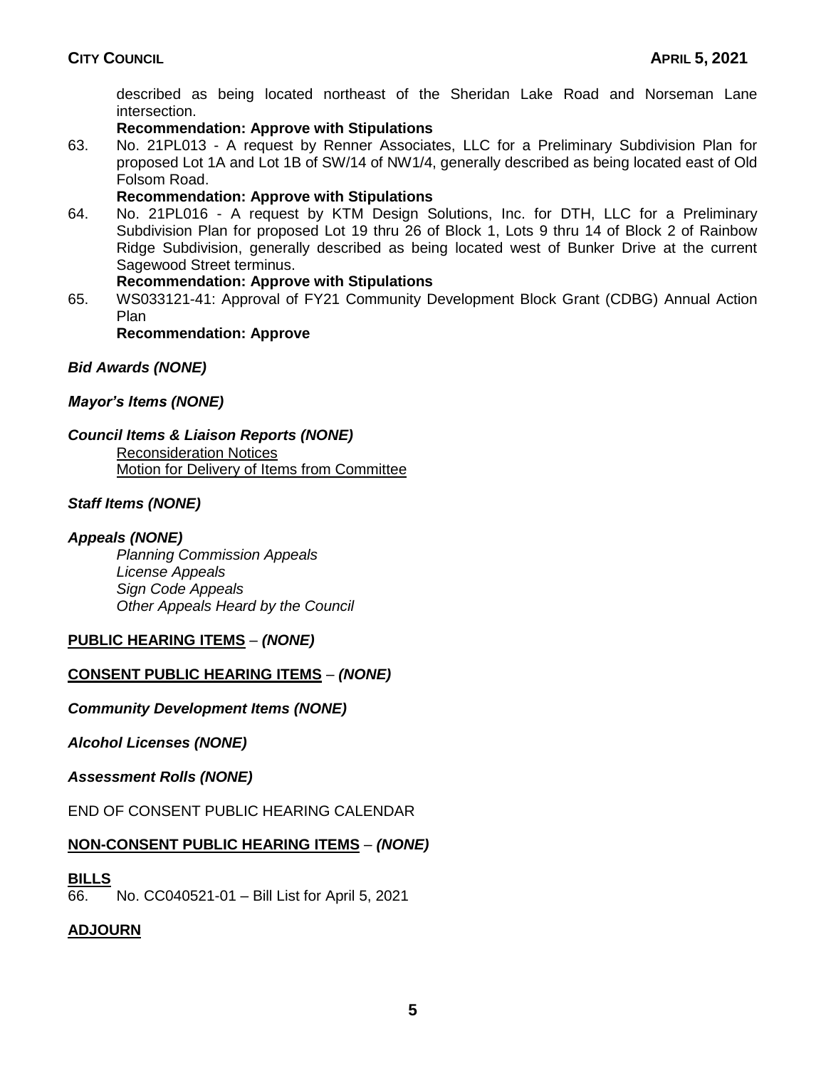described as being located northeast of the Sheridan Lake Road and Norseman Lane intersection.

**Recommendation: Approve with Stipulations**

63. No. 21PL013 - A request by Renner Associates, LLC for a Preliminary Subdivision Plan for proposed Lot 1A and Lot 1B of SW/14 of NW1/4, generally described as being located east of Old Folsom Road.

    **Recommendation: Approve with Stipulations**

64. No. 21PL016 - A request by KTM Design Solutions, Inc. for DTH, LLC for a Preliminary Subdivision Plan for proposed Lot 19 thru 26 of Block 1, Lots 9 thru 14 of Block 2 of Rainbow Ridge Subdivision, generally described as being located west of Bunker Drive at the current Sagewood Street terminus.

    **Recommendation: Approve with Stipulations**

65. WS033121-41: Approval of FY21 Community Development Block Grant (CDBG) Annual Action Plan

    **Recommendation: Approve**

***Bid Awards (NONE)***

***Mayor's Items (NONE)***

***Council Items & Liaison Reports (NONE)***

Reconsideration Notices

Motion for Delivery of Items from Committee

***Staff Items (NONE)***

***Appeals (NONE)***

*Planning Commission Appeals*

*License Appeals*

*Sign Code Appeals*

*Other Appeals Heard by the Council*

**PUBLIC HEARING ITEMS** – ***(NONE)***

**CONSENT PUBLIC HEARING ITEMS** – ***(NONE)***

***Community Development Items (NONE)***

***Alcohol Licenses (NONE)***

***Assessment Rolls (NONE)***

END OF CONSENT PUBLIC HEARING CALENDAR

**NON-CONSENT PUBLIC HEARING ITEMS** – ***(NONE)***

**BILLS**

66. No. CC040521-01 – Bill List for April 5, 2021

**ADJOURN**